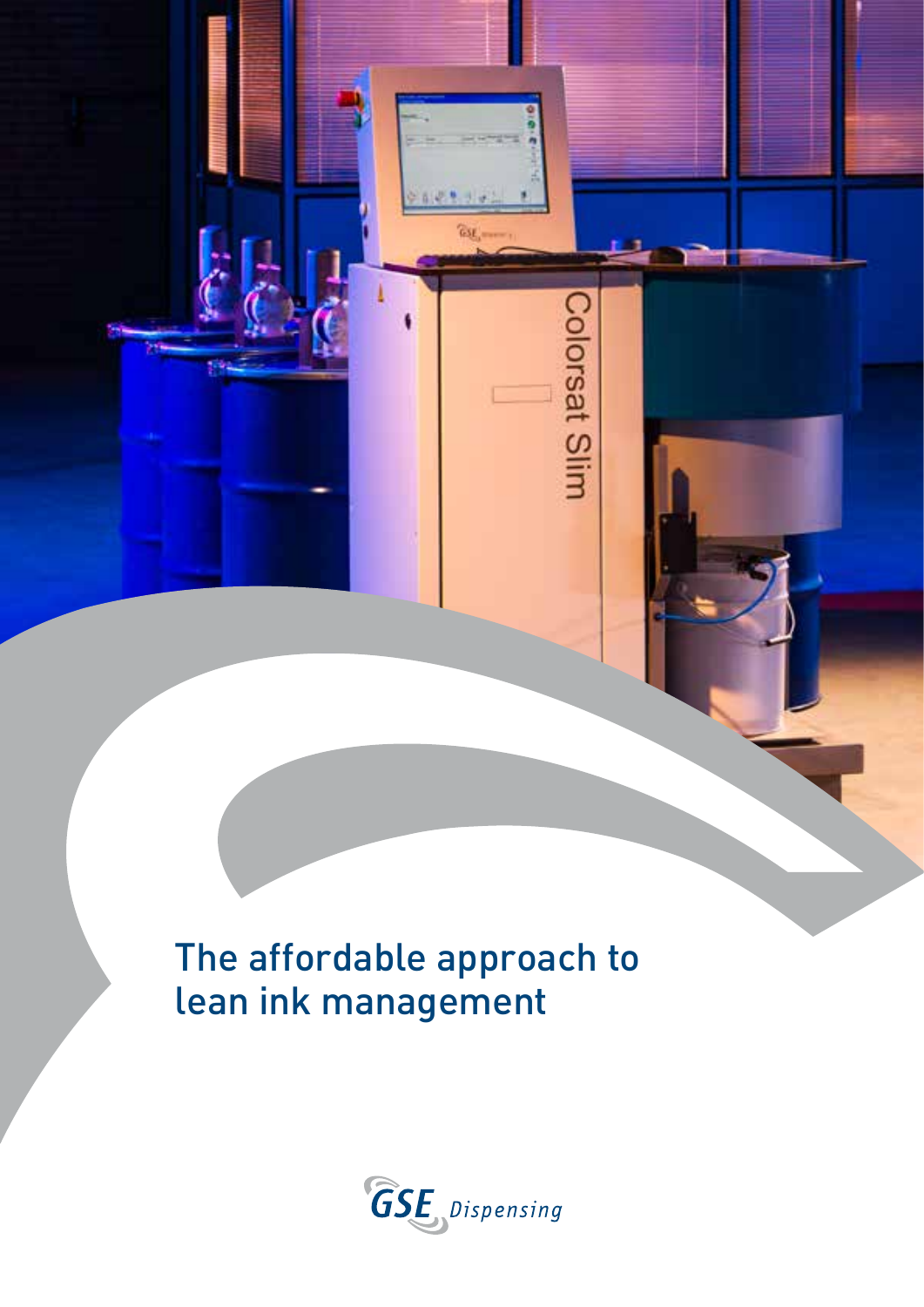# The affordable approach to lean ink management

GSE Dispensing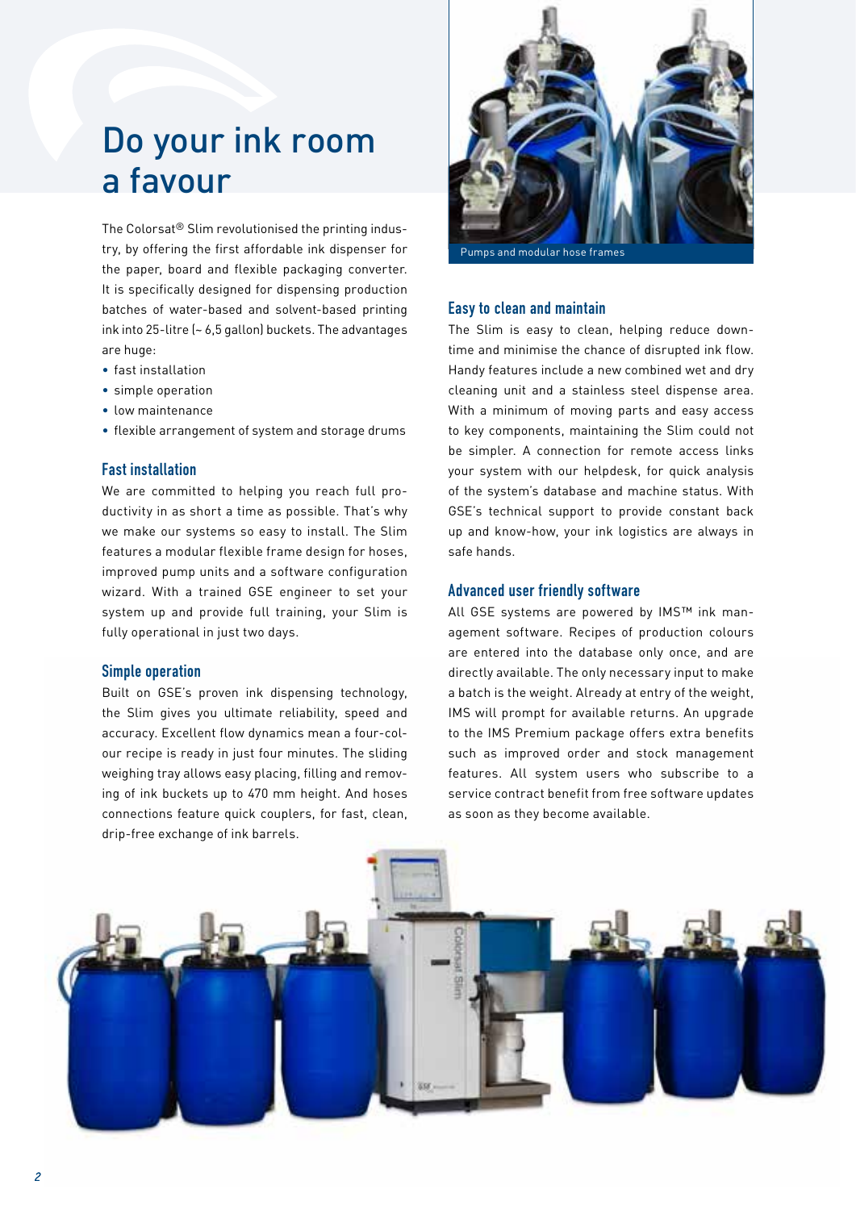# Do your ink room a favour

The Colorsat® Slim revolutionised the printing industry, by offering the first affordable ink dispenser for the paper, board and flexible packaging converter. It is specifically designed for dispensing production batches of water-based and solvent-based printing ink into 25-litre (~ 6,5 gallon) buckets. The advantages are huge:

- fast installation
- simple operation
- low maintenance
- flexible arrangement of system and storage drums

### Fast installation

We are committed to helping you reach full productivity in as short a time as possible. That's why we make our systems so easy to install. The Slim features a modular flexible frame design for hoses, improved pump units and a software configuration wizard. With a trained GSE engineer to set your system up and provide full training, your Slim is fully operational in just two days.

### Simple operation

Built on GSE's proven ink dispensing technology, the Slim gives you ultimate reliability, speed and accuracy. Excellent flow dynamics mean a four-colour recipe is ready in just four minutes. The sliding weighing tray allows easy placing, filling and removing of ink buckets up to 470 mm height. And hoses connections feature quick couplers, for fast, clean, drip-free exchange of ink barrels.

Pumps and modular hose frames

### Easy to clean and maintain

The Slim is easy to clean, helping reduce downtime and minimise the chance of disrupted ink flow. Handy features include a new combined wet and dry cleaning unit and a stainless steel dispense area. With a minimum of moving parts and easy access to key components, maintaining the Slim could not be simpler. A connection for remote access links your system with our helpdesk, for quick analysis of the system's database and machine status. With GSE's technical support to provide constant back up and know-how, your ink logistics are always in safe hands.

### Advanced user friendly software

All GSE systems are powered by IMS™ ink management software. Recipes of production colours are entered into the database only once, and are directly available. The only necessary input to make a batch is the weight. Already at entry of the weight, IMS will prompt for available returns. An upgrade to the IMS Premium package offers extra benefits such as improved order and stock management features. All system users who subscribe to a service contract benefit from free software updates as soon as they become available.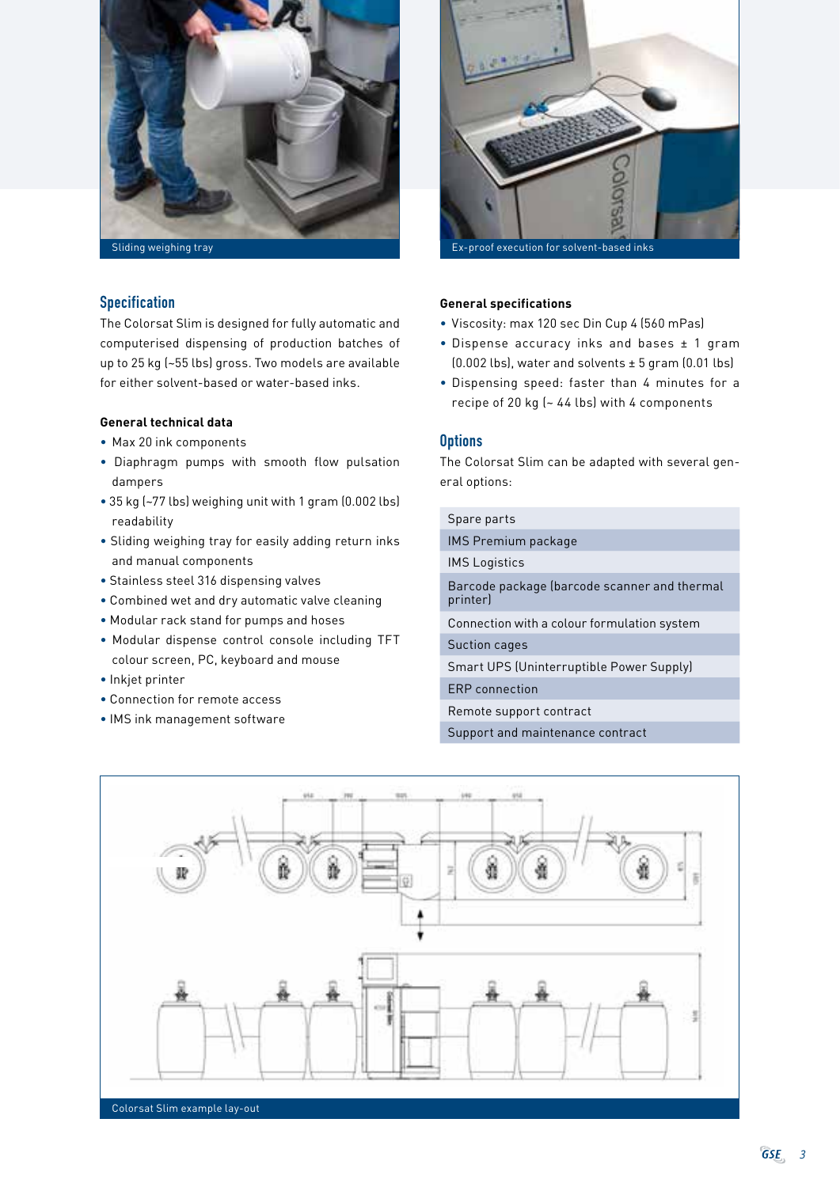Sliding weighing tray

Ex-proof execution for solvent-based inks

## Specification

The Colorsat Slim is designed for fully automatic and computerised dispensing of production batches of up to 25 kg (~55 lbs) gross. Two models are available for either solvent-based or water-based inks.

**General technical data**

- Max 20 ink components
- Diaphragm pumps with smooth flow pulsation dampers
- 35 kg (~77 lbs) weighing unit with 1 gram (0.002 lbs) readability
- Sliding weighing tray for easily adding return inks and manual components
- Stainless steel 316 dispensing valves
- Combined wet and dry automatic valve cleaning
- Modular rack stand for pumps and hoses
- Modular dispense control console including TFT colour screen, PC, keyboard and mouse
- Inkjet printer
- Connection for remote access
- IMS ink management software

**General specifications**

- Viscosity: max 120 sec Din Cup 4 (560 mPas)
- Dispense accuracy inks and bases ± 1 gram (0.002 lbs), water and solvents ± 5 gram (0.01 lbs)
- Dispensing speed: faster than 4 minutes for a recipe of 20 kg (~ 44 lbs) with 4 components

## Options

The Colorsat Slim can be adapted with several general options:

| |
|---|
| Spare parts |
| IMS Premium package |
| IMS Logistics |
| Barcode package (barcode scanner and thermal printer) |
| Connection with a colour formulation system |
| Suction cages |
| Smart UPS (Uninterruptible Power Supply) |
| ERP connection |
| Remote support contract |
| Support and maintenance contract |

Colorsat Slim example lay-out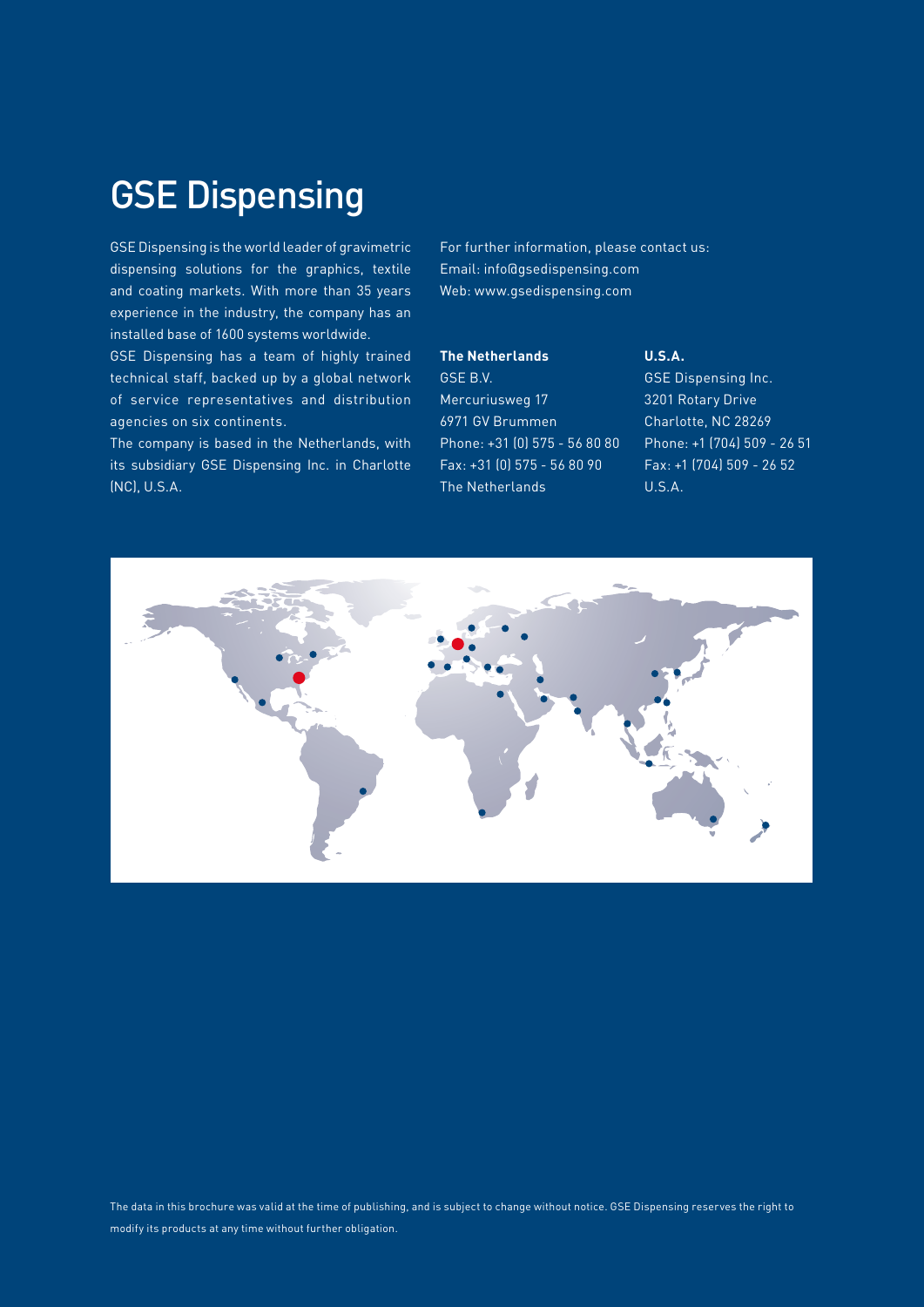# GSE Dispensing

GSE Dispensing is the world leader of gravimetric dispensing solutions for the graphics, textile and coating markets. With more than 35 years experience in the industry, the company has an installed base of 1600 systems worldwide.

GSE Dispensing has a team of highly trained technical staff, backed up by a global network of service representatives and distribution agencies on six continents.

The company is based in the Netherlands, with its subsidiary GSE Dispensing Inc. in Charlotte (NC), U.S.A.

For further information, please contact us:
Email: info@gsedispensing.com
Web: www.gsedispensing.com

**The Netherlands**
GSE B.V.
Mercuriusweg 17
6971 GV Brummen
Phone: +31 (0) 575 - 56 80 80
Fax: +31 (0) 575 - 56 80 90
The Netherlands

**U.S.A.**
GSE Dispensing Inc.
3201 Rotary Drive
Charlotte, NC 28269
Phone: +1 (704) 509 - 26 51
Fax: +1 (704) 509 - 26 52
U.S.A.

The data in this brochure was valid at the time of publishing, and is subject to change without notice. GSE Dispensing reserves the right to modify its products at any time without further obligation.